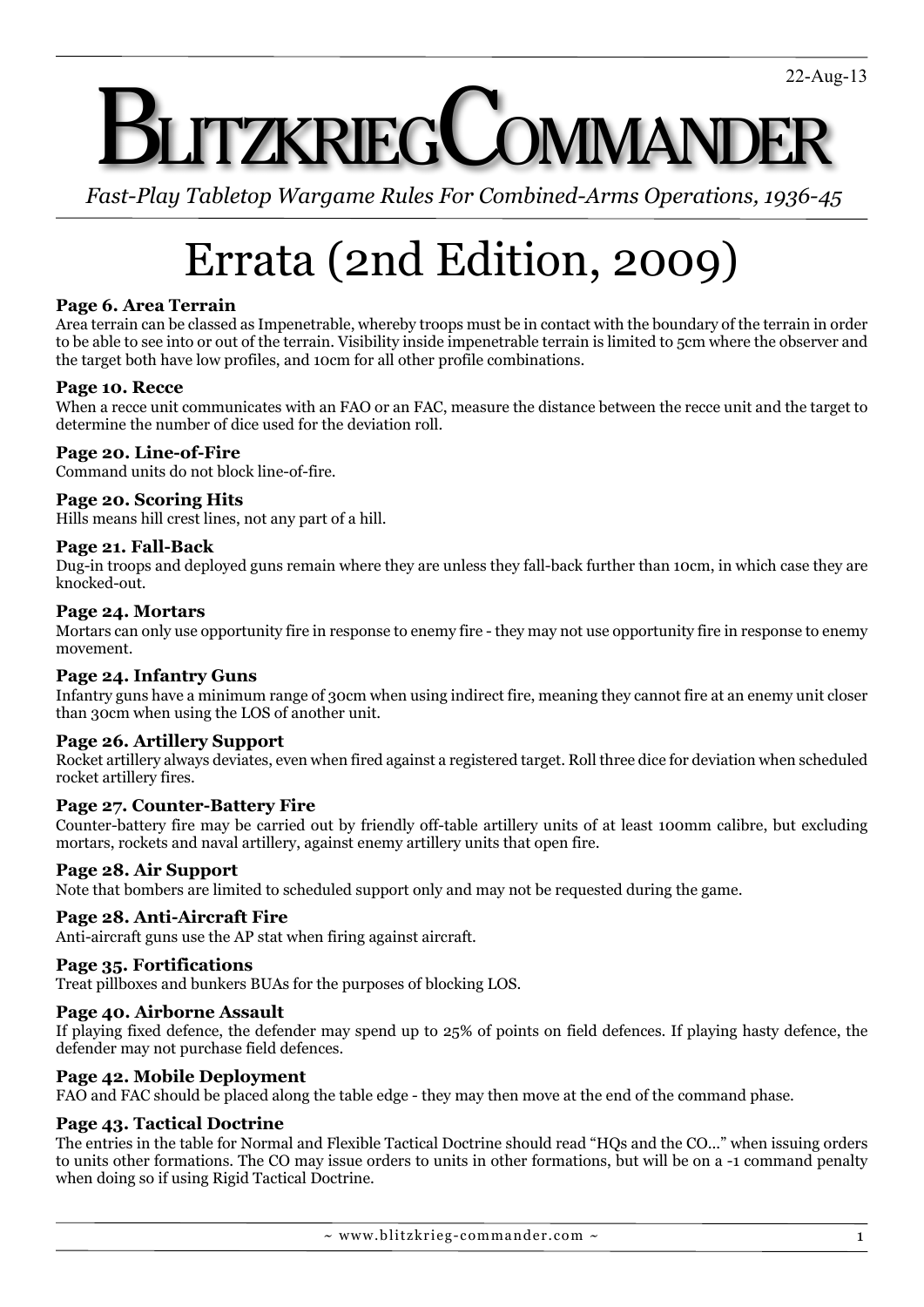22-Aug-13

# BLITZKRIEGCOMMANDER

*Fast-Play Tabletop Wargame Rules For Combined-Arms Operations, 1936-45*

# Errata (2nd Edition, 2009)

### Page 6. Area Terrain

Area terrain can be classed as Impenetrable, whereby troops must be in contact with the boundary of the terrain in order to be able to see into or out of the terrain. Visibility inside impenetrable terrain is limited to 5cm where the observer and the target both have low profiles, and 10cm for all other profile combinations.

### Page 10. Recce

When a recce unit communicates with an FAO or an FAC, measure the distance between the recce unit and the target to determine the number of dice used for the deviation roll.

### Page 20. Line-of-Fire

Command units do not block line-of-fire.

### Page 20. Scoring Hits

Hills means hill crest lines, not any part of a hill.

### Page 21. Fall-Back

Dug-in troops and deployed guns remain where they are unless they fall-back further than 10cm, in which case they are knocked-out.

### Page 24. Mortars

Mortars can only use opportunity fire in response to enemy fire - they may not use opportunity fire in response to enemy movement.

### Page 24. Infantry Guns

Infantry guns have a minimum range of 30cm when using indirect fire, meaning they cannot fire at an enemy unit closer than 30cm when using the LOS of another unit.

### Page 26. Artillery Support

Rocket artillery always deviates, even when fired against a registered target. Roll three dice for deviation when scheduled rocket artillery fires.

### Page 27. Counter-Battery Fire

Counter-battery fire may be carried out by friendly off-table artillery units of at least 100mm calibre, but excluding mortars, rockets and naval artillery, against enemy artillery units that open fire.

### Page 28. Air Support

Note that bombers are limited to scheduled support only and may not be requested during the game.

### Page 28. Anti-Aircraft Fire

Anti-aircraft guns use the AP stat when firing against aircraft.

### Page 35. Fortifications

Treat pillboxes and bunkers BUAs for the purposes of blocking LOS.

### Page 40. Airborne Assault

If playing fixed defence, the defender may spend up to 25% of points on field defences. If playing hasty defence, the defender may not purchase field defences.

### Page 42. Mobile Deployment

FAO and FAC should be placed along the table edge - they may then move at the end of the command phase.

### Page 43. Tactical Doctrine

The entries in the table for Normal and Flexible Tactical Doctrine should read "HQs and the CO..." when issuing orders to units other formations. The CO may issue orders to units in other formations, but will be on a -1 command penalty when doing so if using Rigid Tactical Doctrine.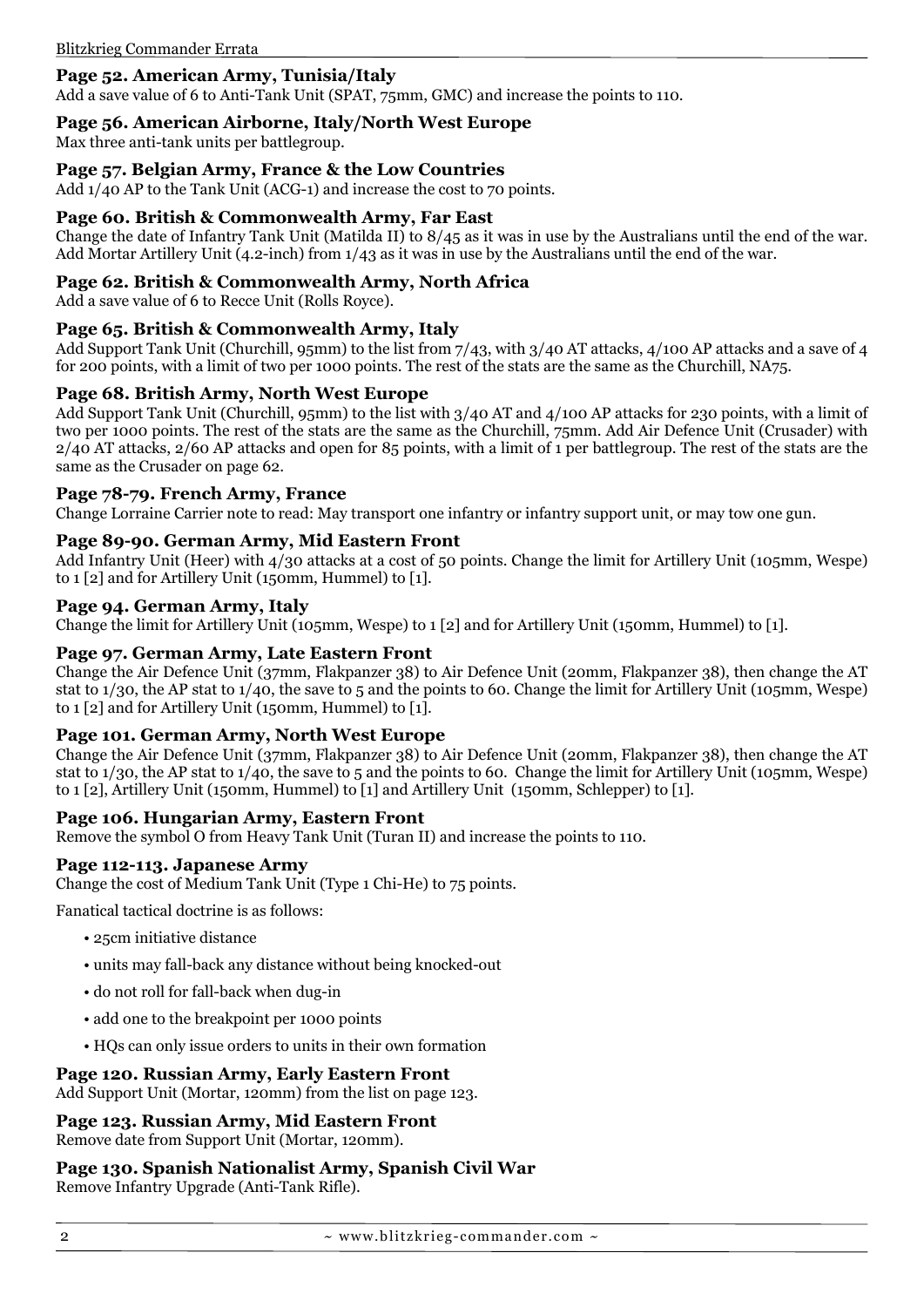### Page 52. American Army, Tunisia/Italy

Add a save value of 6 to Anti-Tank Unit (SPAT, 75mm, GMC) and increase the points to 110.

### Page 56. American Airborne, Italy/North West Europe

Max three anti-tank units per battlegroup.

### Page 57. Belgian Army, France & the Low Countries

Add 1/40 AP to the Tank Unit (ACG-1) and increase the cost to 70 points.

### Page 60. British & Commonwealth Army, Far East

Change the date of Infantry Tank Unit (Matilda II) to 8/45 as it was in use by the Australians until the end of the war. Add Mortar Artillery Unit (4.2-inch) from 1/43 as it was in use by the Australians until the end of the war.

### Page 62. British & Commonwealth Army, North Africa

Add a save value of 6 to Recce Unit (Rolls Royce).

### Page 65. British & Commonwealth Army, Italy

Add Support Tank Unit (Churchill, 95mm) to the list from 7/43, with 3/40 AT attacks, 4/100 AP attacks and a save of 4 for 200 points, with a limit of two per 1000 points. The rest of the stats are the same as the Churchill, NA75.

### Page 68. British Army, North West Europe

Add Support Tank Unit (Churchill, 95mm) to the list with 3/40 AT and 4/100 AP attacks for 230 points, with a limit of two per 1000 points. The rest of the stats are the same as the Churchill, 75mm. Add Air Defence Unit (Crusader) with 2/40 AT attacks, 2/60 AP attacks and open for 85 points, with a limit of 1 per battlegroup. The rest of the stats are the same as the Crusader on page 62.

### Page 78-79. French Army, France

Change Lorraine Carrier note to read: May transport one infantry or infantry support unit, or may tow one gun.

### Page 89-90. German Army, Mid Eastern Front

Add Infantry Unit (Heer) with 4/30 attacks at a cost of 50 points. Change the limit for Artillery Unit (105mm, Wespe) to 1 [2] and for Artillery Unit (150mm, Hummel) to [1].

### Page 94. German Army, Italy

Change the limit for Artillery Unit (105mm, Wespe) to 1 [2] and for Artillery Unit (150mm, Hummel) to [1].

### Page 97. German Army, Late Eastern Front

Change the Air Defence Unit (37mm, Flakpanzer 38) to Air Defence Unit (20mm, Flakpanzer 38), then change the AT stat to 1/30, the AP stat to 1/40, the save to 5 and the points to 60. Change the limit for Artillery Unit (105mm, Wespe) to 1 [2] and for Artillery Unit (150mm, Hummel) to [1].

### Page 101. German Army, North West Europe

Change the Air Defence Unit (37mm, Flakpanzer 38) to Air Defence Unit (20mm, Flakpanzer 38), then change the AT stat to 1/30, the AP stat to 1/40, the save to 5 and the points to 60. Change the limit for Artillery Unit (105mm, Wespe) to 1 [2], Artillery Unit (150mm, Hummel) to [1] and Artillery Unit (150mm, Schlepper) to [1].

### Page 106. Hungarian Army, Eastern Front

Remove the symbol O from Heavy Tank Unit (Turan II) and increase the points to 110.

### Page 112-113. Japanese Army

Change the cost of Medium Tank Unit (Type 1 Chi-He) to 75 points.

Fanatical tactical doctrine is as follows:

- 25cm initiative distance
- units may fall-back any distance without being knocked-out
- do not roll for fall-back when dug-in
- add one to the breakpoint per 1000 points
- HQs can only issue orders to units in their own formation

### Page 120. Russian Army, Early Eastern Front

Add Support Unit (Mortar, 120mm) from the list on page 123.

### Page 123. Russian Army, Mid Eastern Front

Remove date from Support Unit (Mortar, 120mm).

### Page 130. Spanish Nationalist Army, Spanish Civil War

Remove Infantry Upgrade (Anti-Tank Rifle).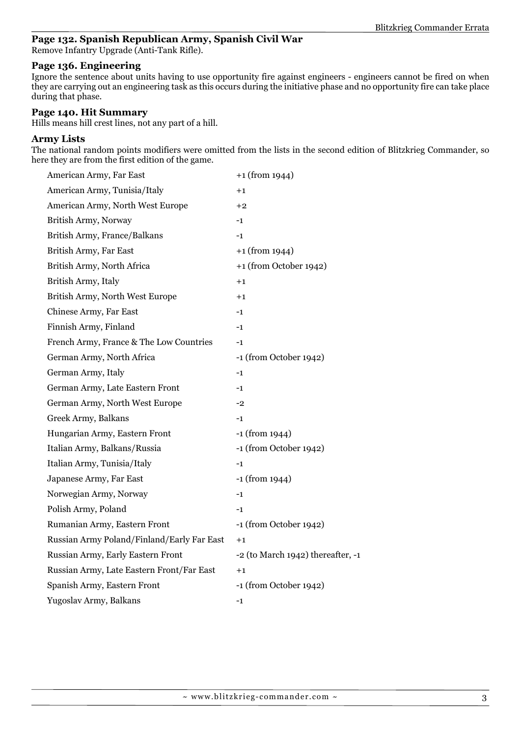### Page 132. Spanish Republican Army, Spanish Civil War

Remove Infantry Upgrade (Anti-Tank Rifle).

### Page 136. Engineering

Ignore the sentence about units having to use opportunity fire against engineers - engineers cannot be fired on when they are carrying out an engineering task as this occurs during the initiative phase and no opportunity fire can take place during that phase.

### Page 140. Hit Summary

Hills means hill crest lines, not any part of a hill.

### Army Lists

The national random points modifiers were omitted from the lists in the second edition of Blitzkrieg Commander, so here they are from the first edition of the game.

| | |
|---|---|
| American Army, Far East | +1 (from 1944) |
| American Army, Tunisia/Italy | +1 |
| American Army, North West Europe | +2 |
| British Army, Norway | -1 |
| British Army, France/Balkans | -1 |
| British Army, Far East | +1 (from 1944) |
| British Army, North Africa | +1 (from October 1942) |
| British Army, Italy | +1 |
| British Army, North West Europe | +1 |
| Chinese Army, Far East | -1 |
| Finnish Army, Finland | -1 |
| French Army, France & The Low Countries | -1 |
| German Army, North Africa | -1 (from October 1942) |
| German Army, Italy | -1 |
| German Army, Late Eastern Front | -1 |
| German Army, North West Europe | -2 |
| Greek Army, Balkans | -1 |
| Hungarian Army, Eastern Front | -1 (from 1944) |
| Italian Army, Balkans/Russia | -1 (from October 1942) |
| Italian Army, Tunisia/Italy | -1 |
| Japanese Army, Far East | -1 (from 1944) |
| Norwegian Army, Norway | -1 |
| Polish Army, Poland | -1 |
| Rumanian Army, Eastern Front | -1 (from October 1942) |
| Russian Army Poland/Finland/Early Far East | +1 |
| Russian Army, Early Eastern Front | -2 (to March 1942) thereafter, -1 |
| Russian Army, Late Eastern Front/Far East | +1 |
| Spanish Army, Eastern Front | -1 (from October 1942) |
| Yugoslav Army, Balkans | -1 |